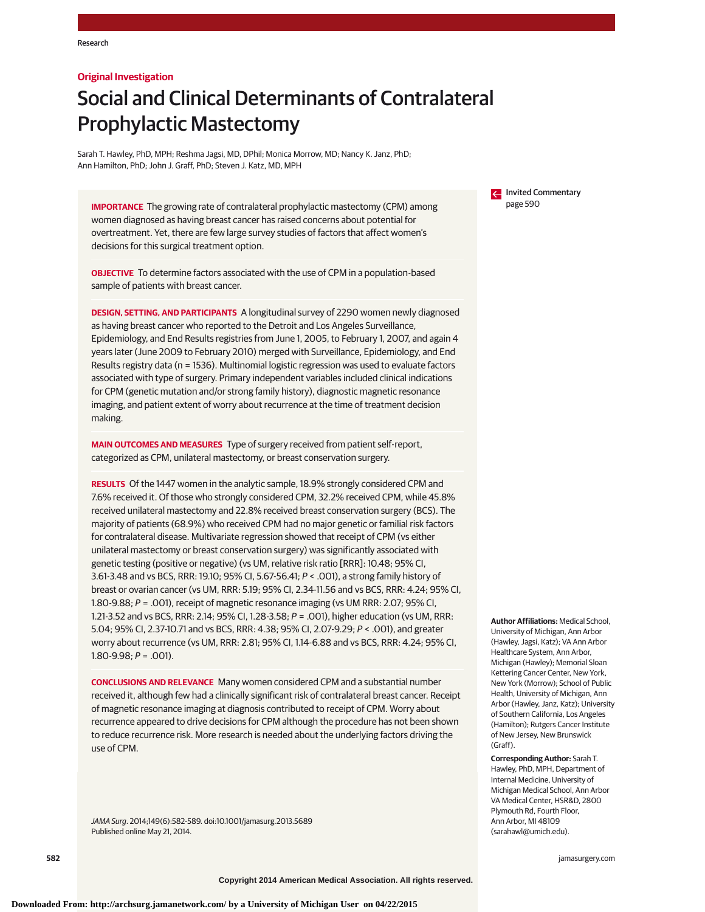Research

**Original Investigation**

# Social and Clinical Determinants of Contralateral Prophylactic Mastectomy

Sarah T. Hawley, PhD, MPH; Reshma Jagsi, MD, DPhil; Monica Morrow, MD; Nancy K. Janz, PhD; Ann Hamilton, PhD; John J. Graff, PhD; Steven J. Katz, MD, MPH

Invited Commentary page 590

**IMPORTANCE** The growing rate of contralateral prophylactic mastectomy (CPM) among women diagnosed as having breast cancer has raised concerns about potential for overtreatment. Yet, there are few large survey studies of factors that affect women's decisions for this surgical treatment option.

**OBJECTIVE** To determine factors associated with the use of CPM in a population-based sample of patients with breast cancer.

**DESIGN, SETTING, AND PARTICIPANTS** A longitudinal survey of 2290 women newly diagnosed as having breast cancer who reported to the Detroit and Los Angeles Surveillance, Epidemiology, and End Results registries from June 1, 2005, to February 1, 2007, and again 4 years later (June 2009 to February 2010) merged with Surveillance, Epidemiology, and End Results registry data (n = 1536). Multinomial logistic regression was used to evaluate factors associated with type of surgery. Primary independent variables included clinical indications for CPM (genetic mutation and/or strong family history), diagnostic magnetic resonance imaging, and patient extent of worry about recurrence at the time of treatment decision making.

**MAIN OUTCOMES AND MEASURES** Type of surgery received from patient self-report, categorized as CPM, unilateral mastectomy, or breast conservation surgery.

**RESULTS** Of the 1447 women in the analytic sample, 18.9% strongly considered CPM and 7.6% received it. Of those who strongly considered CPM, 32.2% received CPM, while 45.8% received unilateral mastectomy and 22.8% received breast conservation surgery (BCS). The majority of patients (68.9%) who received CPM had no major genetic or familial risk factors for contralateral disease. Multivariate regression showed that receipt of CPM (vs either unilateral mastectomy or breast conservation surgery) was significantly associated with genetic testing (positive or negative) (vs UM, relative risk ratio [RRR]: 10.48; 95% CI, 3.61-3.48 and vs BCS, RRR: 19.10; 95% CI, 5.67-56.41; $P < .001$), a strong family history of breast or ovarian cancer (vs UM, RRR: 5.19; 95% CI, 2.34-11.56 and vs BCS, RRR: 4.24; 95% CI, 1.80-9.88; $P = .001$), receipt of magnetic resonance imaging (vs UM RRR: 2.07; 95% CI, 1.21-3.52 and vs BCS, RRR: 2.14; 95% CI, 1.28-3.58; $P = .001$), higher education (vs UM, RRR: 5.04; 95% CI, 2.37-10.71 and vs BCS, RRR: 4.38; 95% CI, 2.07-9.29; $P < .001$), and greater worry about recurrence (vs UM, RRR: 2.81; 95% CI, 1.14-6.88 and vs BCS, RRR: 4.24; 95% CI, 1.80-9.98; $P = .001$).

**CONCLUSIONS AND RELEVANCE** Many women considered CPM and a substantial number received it, although few had a clinically significant risk of contralateral breast cancer. Receipt of magnetic resonance imaging at diagnosis contributed to receipt of CPM. Worry about recurrence appeared to drive decisions for CPM although the procedure has not been shown to reduce recurrence risk. More research is needed about the underlying factors driving the use of CPM.

*JAMA Surg*. 2014;149(6):582-589. doi:10.1001/jamasurg.2013.5689
Published online May 21, 2014.

**Author Affiliations:** Medical School, University of Michigan, Ann Arbor (Hawley, Jagsi, Katz); VA Ann Arbor Healthcare System, Ann Arbor, Michigan (Hawley); Memorial Sloan Kettering Cancer Center, New York, New York (Morrow); School of Public Health, University of Michigan, Ann Arbor (Hawley, Janz, Katz); University of Southern California, Los Angeles (Hamilton); Rutgers Cancer Institute of New Jersey, New Brunswick (Graff).

**Corresponding Author:** Sarah T. Hawley, PhD, MPH, Department of Internal Medicine, University of Michigan Medical School, Ann Arbor VA Medical Center, HSR&D, 2800 Plymouth Rd, Fourth Floor, Ann Arbor, MI 48109 (sarahawl@umich.edu).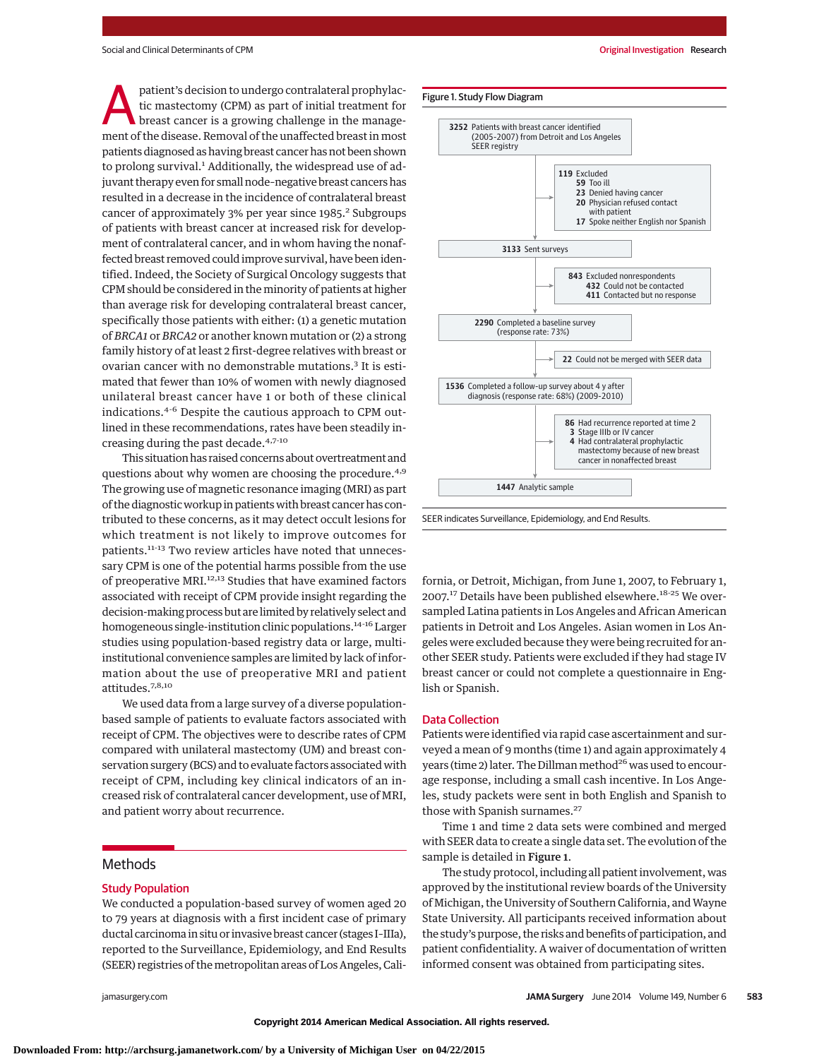A patient's decision to undergo contralateral prophylactic mastectomy (CPM) as part of initial treatment for breast cancer is a growing challenge in the management of the disease. Removal of the unaffected breast in most patients diagnosed as having breast cancer has not been shown to prolong survival.[1] Additionally, the widespread use of adjuvant therapy even for small node-negative breast cancers has resulted in a decrease in the incidence of contralateral breast cancer of approximately 3% per year since 1985.[2] Subgroups of patients with breast cancer at increased risk for development of contralateral cancer, and in whom having the nonaffected breast removed could improve survival, have been identified. Indeed, the Society of Surgical Oncology suggests that CPM should be considered in the minority of patients at higher than average risk for developing contralateral breast cancer, specifically those patients with either: (1) a genetic mutation of *BRCA1* or *BRCA2* or another known mutation or (2) a strong family history of at least 2 first-degree relatives with breast or ovarian cancer with no demonstrable mutations.[3] It is estimated that fewer than 10% of women with newly diagnosed unilateral breast cancer have 1 or both of these clinical indications.[4-6] Despite the cautious approach to CPM outlined in these recommendations, rates have been steadily increasing during the past decade.[4,7-10]

This situation has raised concerns about overtreatment and questions about why women are choosing the procedure.[4,9] The growing use of magnetic resonance imaging (MRI) as part of the diagnostic workup in patients with breast cancer has contributed to these concerns, as it may detect occult lesions for which treatment is not likely to improve outcomes for patients.[11-13] Two review articles have noted that unnecessary CPM is one of the potential harms possible from the use of preoperative MRI.[12,13] Studies that have examined factors associated with receipt of CPM provide insight regarding the decision-making process but are limited by relatively select and homogeneous single-institution clinic populations.[14-16] Larger studies using population-based registry data or large, multi-institutional convenience samples are limited by lack of information about the use of preoperative MRI and patient attitudes.[7,8,10]

We used data from a large survey of a diverse population-based sample of patients to evaluate factors associated with receipt of CPM. The objectives were to describe rates of CPM compared with unilateral mastectomy (UM) and breast conservation surgery (BCS) and to evaluate factors associated with receipt of CPM, including key clinical indicators of an increased risk of contralateral cancer development, use of MRI, and patient worry about recurrence.

## Methods

### Study Population

We conducted a population-based survey of women aged 20 to 79 years at diagnosis with a first incident case of primary ductal carcinoma in situ or invasive breast cancer (stages I-IIIa), reported to the Surveillance, Epidemiology, and End Results (SEER) registries of the metropolitan areas of Los Angeles, California, or Detroit, Michigan, from June 1, 2007, to February 1, 2007.[17] Details have been published elsewhere.[18-25] We oversampled Latina patients in Los Angeles and African American patients in Detroit and Los Angeles. Asian women in Los Angeles were excluded because they were being recruited for another SEER study. Patients were excluded if they had stage IV breast cancer or could not complete a questionnaire in English or Spanish.

**Figure 1. Study Flow Diagram**

- **3252** Patients with breast cancer identified (2005-2007) from Detroit and Los Angeles SEER registry
  - **119** Excluded
    - **59** Too ill
    - **23** Denied having cancer
    - **20** Physician refused contact with patient
    - **17** Spoke neither English nor Spanish
- **3133** Sent surveys
  - **843** Excluded nonrespondents
    - **432** Could not be contacted
    - **411** Contacted but no response
- **2290** Completed a baseline survey (response rate: 73%)
  - **22** Could not be merged with SEER data
- **1536** Completed a follow-up survey about 4 y after diagnosis (response rate: 68%) (2009-2010)
  - **86** Had recurrence reported at time 2
  - **3** Stage IIIb or IV cancer
  - **4** Had contralateral prophylactic mastectomy because of new breast cancer in nonaffected breast
- **1447** Analytic sample

SEER indicates Surveillance, Epidemiology, and End Results.

### Data Collection

Patients were identified via rapid case ascertainment and surveyed a mean of 9 months (time 1) and again approximately 4 years (time 2) later. The Dillman method[26] was used to encourage response, including a small cash incentive. In Los Angeles, study packets were sent in both English and Spanish to those with Spanish surnames.[27]

Time 1 and time 2 data sets were combined and merged with SEER data to create a single data set. The evolution of the sample is detailed in **Figure 1**.

The study protocol, including all patient involvement, was approved by the institutional review boards of the University of Michigan, the University of Southern California, and Wayne State University. All participants received information about the study's purpose, the risks and benefits of participation, and patient confidentiality. A waiver of documentation of written informed consent was obtained from participating sites.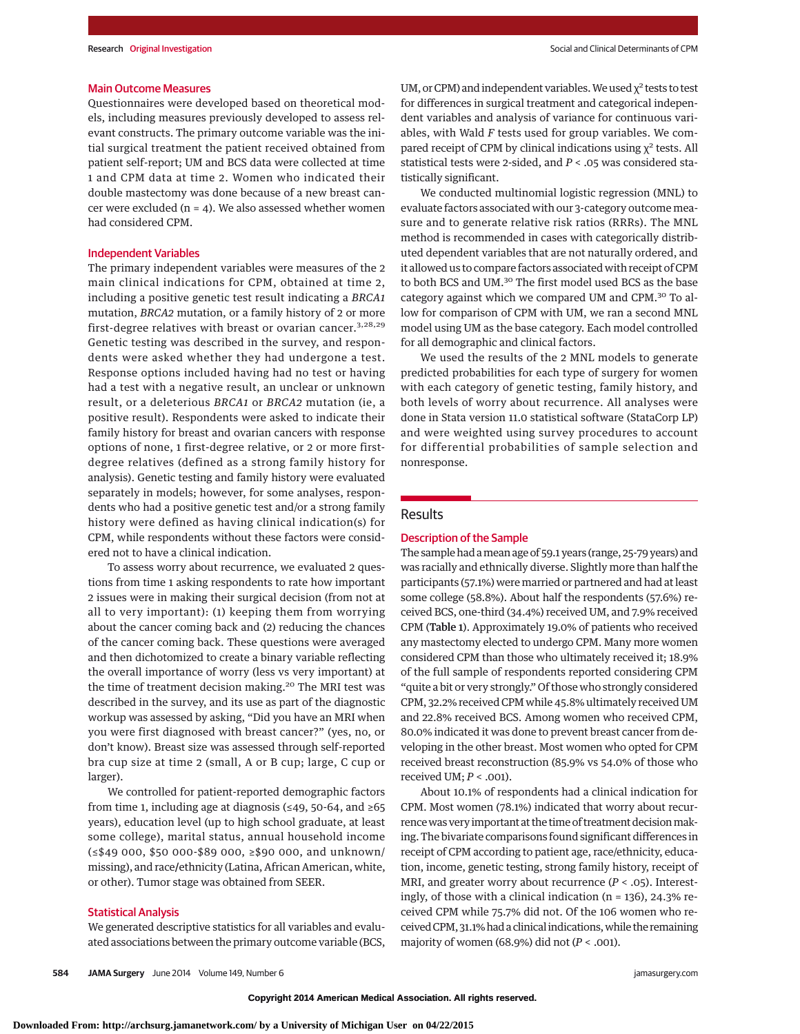### Main Outcome Measures

Questionnaires were developed based on theoretical models, including measures previously developed to assess relevant constructs. The primary outcome variable was the initial surgical treatment the patient received obtained from patient self-report; UM and BCS data were collected at time 1 and CPM data at time 2. Women who indicated their double mastectomy was done because of a new breast cancer were excluded (n = 4). We also assessed whether women had considered CPM.

### Independent Variables

The primary independent variables were measures of the 2 main clinical indications for CPM, obtained at time 2, including a positive genetic test result indicating a *BRCA1* mutation, *BRCA2* mutation, or a family history of 2 or more first-degree relatives with breast or ovarian cancer.[3,28,29] Genetic testing was described in the survey, and respondents were asked whether they had undergone a test. Response options included having had no test or having had a test with a negative result, an unclear or unknown result, or a deleterious *BRCA1* or *BRCA2* mutation (ie, a positive result). Respondents were asked to indicate their family history for breast and ovarian cancers with response options of none, 1 first-degree relative, or 2 or more first-degree relatives (defined as a strong family history for analysis). Genetic testing and family history were evaluated separately in models; however, for some analyses, respondents who had a positive genetic test and/or a strong family history were defined as having clinical indication(s) for CPM, while respondents without these factors were considered not to have a clinical indication.

To assess worry about recurrence, we evaluated 2 questions from time 1 asking respondents to rate how important 2 issues were in making their surgical decision (from not at all to very important): (1) keeping them from worrying about the cancer coming back and (2) reducing the chances of the cancer coming back. These questions were averaged and then dichotomized to create a binary variable reflecting the overall importance of worry (less vs very important) at the time of treatment decision making.[20] The MRI test was described in the survey, and its use as part of the diagnostic workup was assessed by asking, "Did you have an MRI when you were first diagnosed with breast cancer?" (yes, no, or don't know). Breast size was assessed through self-reported bra cup size at time 2 (small, A or B cup; large, C cup or larger).

We controlled for patient-reported demographic factors from time 1, including age at diagnosis (≤49, 50-64, and ≥65 years), education level (up to high school graduate, at least some college), marital status, annual household income (≤$49 000, $50 000-$89 000, ≥$90 000, and unknown/missing), and race/ethnicity (Latina, African American, white, or other). Tumor stage was obtained from SEER.

### Statistical Analysis

We generated descriptive statistics for all variables and evaluated associations between the primary outcome variable (BCS, UM, or CPM) and independent variables. We used $\chi^2$ tests to test for differences in surgical treatment and categorical independent variables and analysis of variance for continuous variables, with Wald *F* tests used for group variables. We compared receipt of CPM by clinical indications using $\chi^2$ tests. All statistical tests were 2-sided, and $P < .05$ was considered statistically significant.

We conducted multinomial logistic regression (MNL) to evaluate factors associated with our 3-category outcome measure and to generate relative risk ratios (RRRs). The MNL method is recommended in cases with categorically distributed dependent variables that are not naturally ordered, and it allowed us to compare factors associated with receipt of CPM to both BCS and UM.[30] The first model used BCS as the base category against which we compared UM and CPM.[30] To allow for comparison of CPM with UM, we ran a second MNL model using UM as the base category. Each model controlled for all demographic and clinical factors.

We used the results of the 2 MNL models to generate predicted probabilities for each type of surgery for women with each category of genetic testing, family history, and both levels of worry about recurrence. All analyses were done in Stata version 11.0 statistical software (StataCorp LP) and were weighted using survey procedures to account for differential probabilities of sample selection and nonresponse.

## Results

### Description of the Sample

The sample had a mean age of 59.1 years (range, 25-79 years) and was racially and ethnically diverse. Slightly more than half the participants (57.1%) were married or partnered and had at least some college (58.8%). About half the respondents (57.6%) received BCS, one-third (34.4%) received UM, and 7.9% received CPM (**Table 1**). Approximately 19.0% of patients who received any mastectomy elected to undergo CPM. Many more women considered CPM than those who ultimately received it; 18.9% of the full sample of respondents reported considering CPM "quite a bit or very strongly." Of those who strongly considered CPM, 32.2% received CPM while 45.8% ultimately received UM and 22.8% received BCS. Among women who received CPM, 80.0% indicated it was done to prevent breast cancer from developing in the other breast. Most women who opted for CPM received breast reconstruction (85.9% vs 54.0% of those who received UM; $P < .001$).

About 10.1% of respondents had a clinical indication for CPM. Most women (78.1%) indicated that worry about recurrence was very important at the time of treatment decision making. The bivariate comparisons found significant differences in receipt of CPM according to patient age, race/ethnicity, education, income, genetic testing, strong family history, receipt of MRI, and greater worry about recurrence ($P < .05$). Interestingly, of those with a clinical indication (n = 136), 24.3% received CPM while 75.7% did not. Of the 106 women who received CPM, 31.1% had a clinical indications, while the remaining majority of women (68.9%) did not ($P < .001$).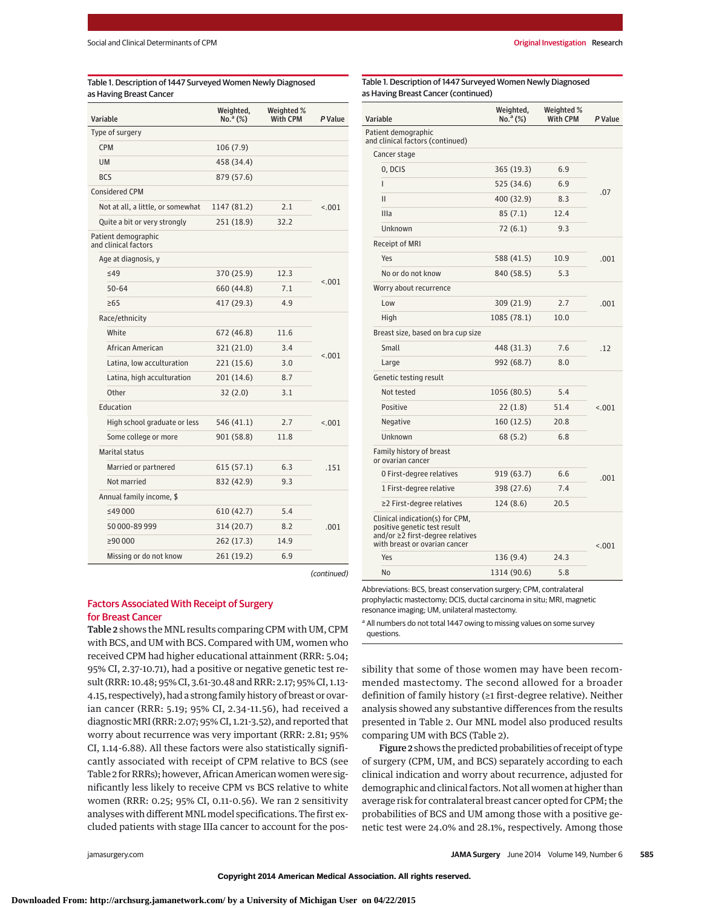Table 1. Description of 1447 Surveyed Women Newly Diagnosed as Having Breast Cancer

| Variable | Weighted, No.[a] (%) | Weighted % With CPM | P Value |
|---|---|---|---|
| Type of surgery | | | |
| CPM | 106 (7.9) | | |
| UM | 458 (34.4) | | |
| BCS | 879 (57.6) | | |
| Considered CPM | | | |
| Not at all, a little, or somewhat | 1147 (81.2) | 2.1 | <.001 |
| Quite a bit or very strongly | 251 (18.9) | 32.2 | |
| Patient demographic and clinical factors | | | |
| Age at diagnosis, y | | | |
| ≤49 | 370 (25.9) | 12.3 | <.001 |
| 50-64 | 660 (44.8) | 7.1 | |
| ≥65 | 417 (29.3) | 4.9 | |
| Race/ethnicity | | | |
| White | 672 (46.8) | 11.6 | <.001 |
| African American | 321 (21.0) | 3.4 | |
| Latina, low acculturation | 221 (15.6) | 3.0 | |
| Latina, high acculturation | 201 (14.6) | 8.7 | |
| Other | 32 (2.0) | 3.1 | |
| Education | | | |
| High school graduate or less | 546 (41.1) | 2.7 | <.001 |
| Some college or more | 901 (58.8) | 11.8 | |
| Marital status | | | |
| Married or partnered | 615 (57.1) | 6.3 | .151 |
| Not married | 832 (42.9) | 9.3 | |
| Annual family income, $ | | | |
| ≤49 000 | 610 (42.7) | 5.4 | .001 |
| 50 000-89 999 | 314 (20.7) | 8.2 | |
| ≥90 000 | 262 (17.3) | 14.9 | |
| Missing or do not know | 261 (19.2) | 6.9 | |
| Patient demographic and clinical factors (continued) | | | |
| Cancer stage | | | |
| 0, DCIS | 365 (19.3) | 6.9 | .07 |
| I | 525 (34.6) | 6.9 | |
| II | 400 (32.9) | 8.3 | |
| IIIa | 85 (7.1) | 12.4 | |
| Unknown | 72 (6.1) | 9.3 | |
| Receipt of MRI | | | |
| Yes | 588 (41.5) | 10.9 | .001 |
| No or do not know | 840 (58.5) | 5.3 | |
| Worry about recurrence | | | |
| Low | 309 (21.9) | 2.7 | .001 |
| High | 1085 (78.1) | 10.0 | |
| Breast size, based on bra cup size | | | |
| Small | 448 (31.3) | 7.6 | .12 |
| Large | 992 (68.7) | 8.0 | |
| Genetic testing result | | | |
| Not tested | 1056 (80.5) | 5.4 | <.001 |
| Positive | 22 (1.8) | 51.4 | |
| Negative | 160 (12.5) | 20.8 | |
| Unknown | 68 (5.2) | 6.8 | |
| Family history of breast or ovarian cancer | | | |
| 0 First-degree relatives | 919 (63.7) | 6.6 | .001 |
| 1 First-degree relative | 398 (27.6) | 7.4 | |
| ≥2 First-degree relatives | 124 (8.6) | 20.5 | |
| Clinical indication(s) for CPM, positive genetic test result and/or ≥2 first-degree relatives with breast or ovarian cancer | | | <.001 |
| Yes | 136 (9.4) | 24.3 | |
| No | 1314 (90.6) | 5.8 | |

Abbreviations: BCS, breast conservation surgery; CPM, contralateral prophylactic mastectomy; DCIS, ductal carcinoma in situ; MRI, magnetic resonance imaging; UM, unilateral mastectomy.

[a] All numbers do not total 1447 owing to missing values on some survey questions.

## Factors Associated With Receipt of Surgery for Breast Cancer

Table 2 shows the MNL results comparing CPM with UM, CPM with BCS, and UM with BCS. Compared with UM, women who received CPM had higher educational attainment (RRR: 5.04; 95% CI, 2.37-10.71), had a positive or negative genetic test result (RRR: 10.48; 95% CI, 3.61-30.48 and RRR: 2.17; 95% CI, 1.13-4.15, respectively), had a strong family history of breast or ovarian cancer (RRR: 5.19; 95% CI, 2.34-11.56), had received a diagnostic MRI (RRR: 2.07; 95% CI, 1.21-3.52), and reported that worry about recurrence was very important (RRR: 2.81; 95% CI, 1.14-6.88). All these factors were also statistically significantly associated with receipt of CPM relative to BCS (see Table 2 for RRRs); however, African American women were significantly less likely to receive CPM vs BCS relative to white women (RRR: 0.25; 95% CI, 0.11-0.56). We ran 2 sensitivity analyses with different MNL model specifications. The first excluded patients with stage IIIa cancer to account for the possibility that some of those women may have been recommended mastectomy. The second allowed for a broader definition of family history (≥1 first-degree relative). Neither analysis showed any substantive differences from the results presented in Table 2. Our MNL model also produced results comparing UM with BCS (Table 2).

Figure 2 shows the predicted probabilities of receipt of type of surgery (CPM, UM, and BCS) separately according to each clinical indication and worry about recurrence, adjusted for demographic and clinical factors. Not all women at higher than average risk for contralateral breast cancer opted for CPM; the probabilities of BCS and UM among those with a positive genetic test were 24.0% and 28.1%, respectively. Among those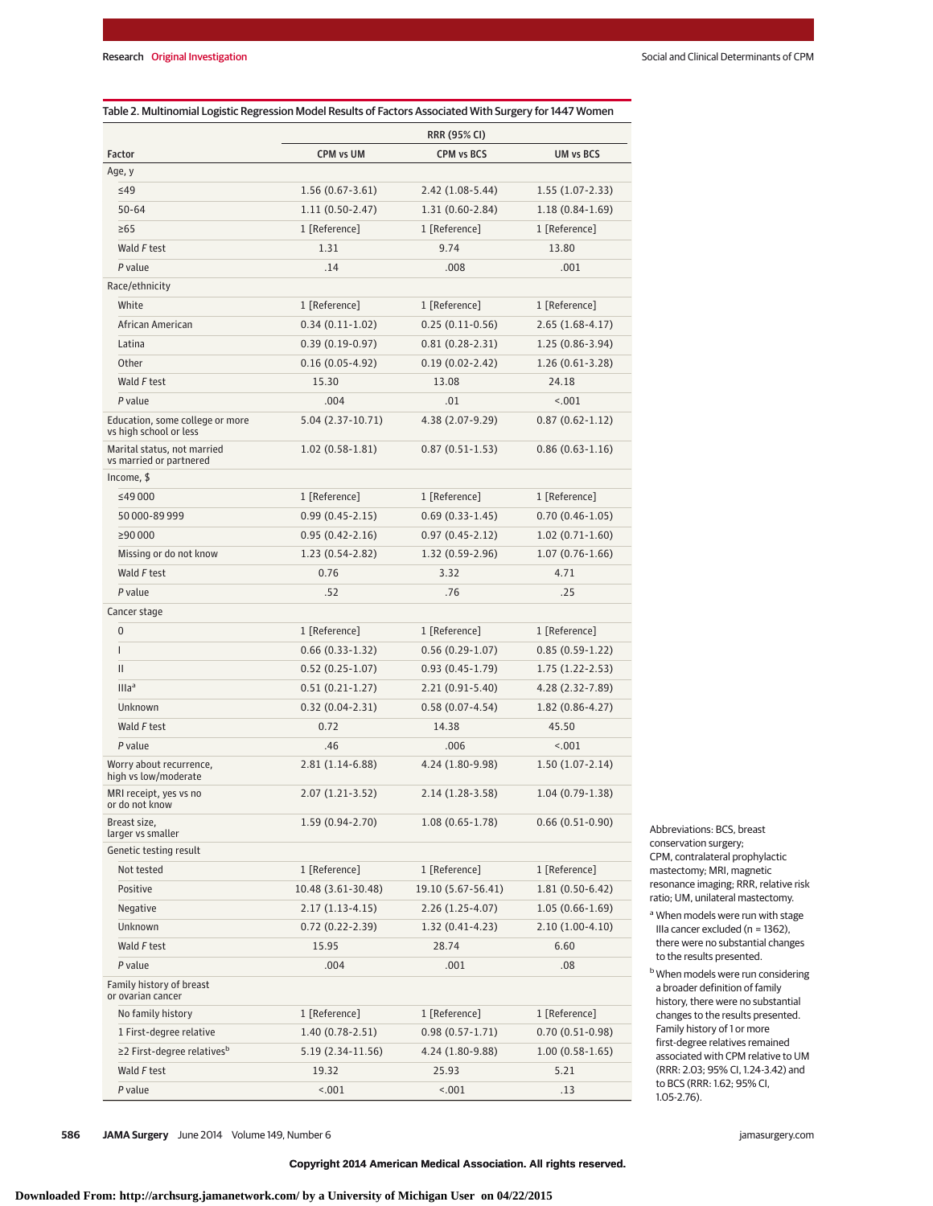Table 2. Multinomial Logistic Regression Model Results of Factors Associated With Surgery for 1447 Women

| Factor | RRR (95% CI) | | |
|---|---|---|---|
| | CPM vs UM | CPM vs BCS | UM vs BCS |
| Age, y | | | |
| ≤49 | 1.56 (0.67-3.61) | 2.42 (1.08-5.44) | 1.55 (1.07-2.33) |
| 50-64 | 1.11 (0.50-2.47) | 1.31 (0.60-2.84) | 1.18 (0.84-1.69) |
| ≥65 | 1 [Reference] | 1 [Reference] | 1 [Reference] |
| Wald *F* test | 1.31 | 9.74 | 13.80 |
| *P* value | .14 | .008 | .001 |
| Race/ethnicity | | | |
| White | 1 [Reference] | 1 [Reference] | 1 [Reference] |
| African American | 0.34 (0.11-1.02) | 0.25 (0.11-0.56) | 2.65 (1.68-4.17) |
| Latina | 0.39 (0.19-0.97) | 0.81 (0.28-2.31) | 1.25 (0.86-3.94) |
| Other | 0.16 (0.05-4.92) | 0.19 (0.02-2.42) | 1.26 (0.61-3.28) |
| Wald *F* test | 15.30 | 13.08 | 24.18 |
| *P* value | .004 | .01 | <.001 |
| Education, some college or more vs high school or less | 5.04 (2.37-10.71) | 4.38 (2.07-9.29) | 0.87 (0.62-1.12) |
| Marital status, not married vs married or partnered | 1.02 (0.58-1.81) | 0.87 (0.51-1.53) | 0.86 (0.63-1.16) |
| Income, $ | | | |
| ≤49 000 | 1 [Reference] | 1 [Reference] | 1 [Reference] |
| 50 000-89 999 | 0.99 (0.45-2.15) | 0.69 (0.33-1.45) | 0.70 (0.46-1.05) |
| ≥90 000 | 0.95 (0.42-2.16) | 0.97 (0.45-2.12) | 1.02 (0.71-1.60) |
| Missing or do not know | 1.23 (0.54-2.82) | 1.32 (0.59-2.96) | 1.07 (0.76-1.66) |
| Wald *F* test | 0.76 | 3.32 | 4.71 |
| *P* value | .52 | .76 | .25 |
| Cancer stage | | | |
| 0 | 1 [Reference] | 1 [Reference] | 1 [Reference] |
| I | 0.66 (0.33-1.32) | 0.56 (0.29-1.07) | 0.85 (0.59-1.22) |
| II | 0.52 (0.25-1.07) | 0.93 (0.45-1.79) | 1.75 (1.22-2.53) |
| IIIa[a] | 0.51 (0.21-1.27) | 2.21 (0.91-5.40) | 4.28 (2.32-7.89) |
| Unknown | 0.32 (0.04-2.31) | 0.58 (0.07-4.54) | 1.82 (0.86-4.27) |
| Wald *F* test | 0.72 | 14.38 | 45.50 |
| *P* value | .46 | .006 | <.001 |
| Worry about recurrence, high vs low/moderate | 2.81 (1.14-6.88) | 4.24 (1.80-9.98) | 1.50 (1.07-2.14) |
| MRI receipt, yes vs no or do not know | 2.07 (1.21-3.52) | 2.14 (1.28-3.58) | 1.04 (0.79-1.38) |
| Breast size, larger vs smaller | 1.59 (0.94-2.70) | 1.08 (0.65-1.78) | 0.66 (0.51-0.90) |
| Genetic testing result | | | |
| Not tested | 1 [Reference] | 1 [Reference] | 1 [Reference] |
| Positive | 10.48 (3.61-30.48) | 19.10 (5.67-56.41) | 1.81 (0.50-6.42) |
| Negative | 2.17 (1.13-4.15) | 2.26 (1.25-4.07) | 1.05 (0.66-1.69) |
| Unknown | 0.72 (0.22-2.39) | 1.32 (0.41-4.23) | 2.10 (1.00-4.10) |
| Wald *F* test | 15.95 | 28.74 | 6.60 |
| *P* value | .004 | .001 | .08 |
| Family history of breast or ovarian cancer | | | |
| No family history | 1 [Reference] | 1 [Reference] | 1 [Reference] |
| 1 First-degree relative | 1.40 (0.78-2.51) | 0.98 (0.57-1.71) | 0.70 (0.51-0.98) |
| ≥2 First-degree relatives[b] | 5.19 (2.34-11.56) | 4.24 (1.80-9.88) | 1.00 (0.58-1.65) |
| Wald *F* test | 19.32 | 25.93 | 5.21 |
| *P* value | <.001 | <.001 | .13 |

Abbreviations: BCS, breast conservation surgery; CPM, contralateral prophylactic mastectomy; MRI, magnetic resonance imaging; RRR, relative risk ratio; UM, unilateral mastectomy.

[a] When models were run with stage IIIa cancer excluded (n = 1362), there were no substantial changes to the results presented.

[b] When models were run considering a broader definition of family history, there were no substantial changes to the results presented. Family history of 1 or more first-degree relatives remained associated with CPM relative to UM (RRR: 2.03; 95% CI, 1.24-3.42) and to BCS (RRR: 1.62; 95% CI, 1.05-2.76).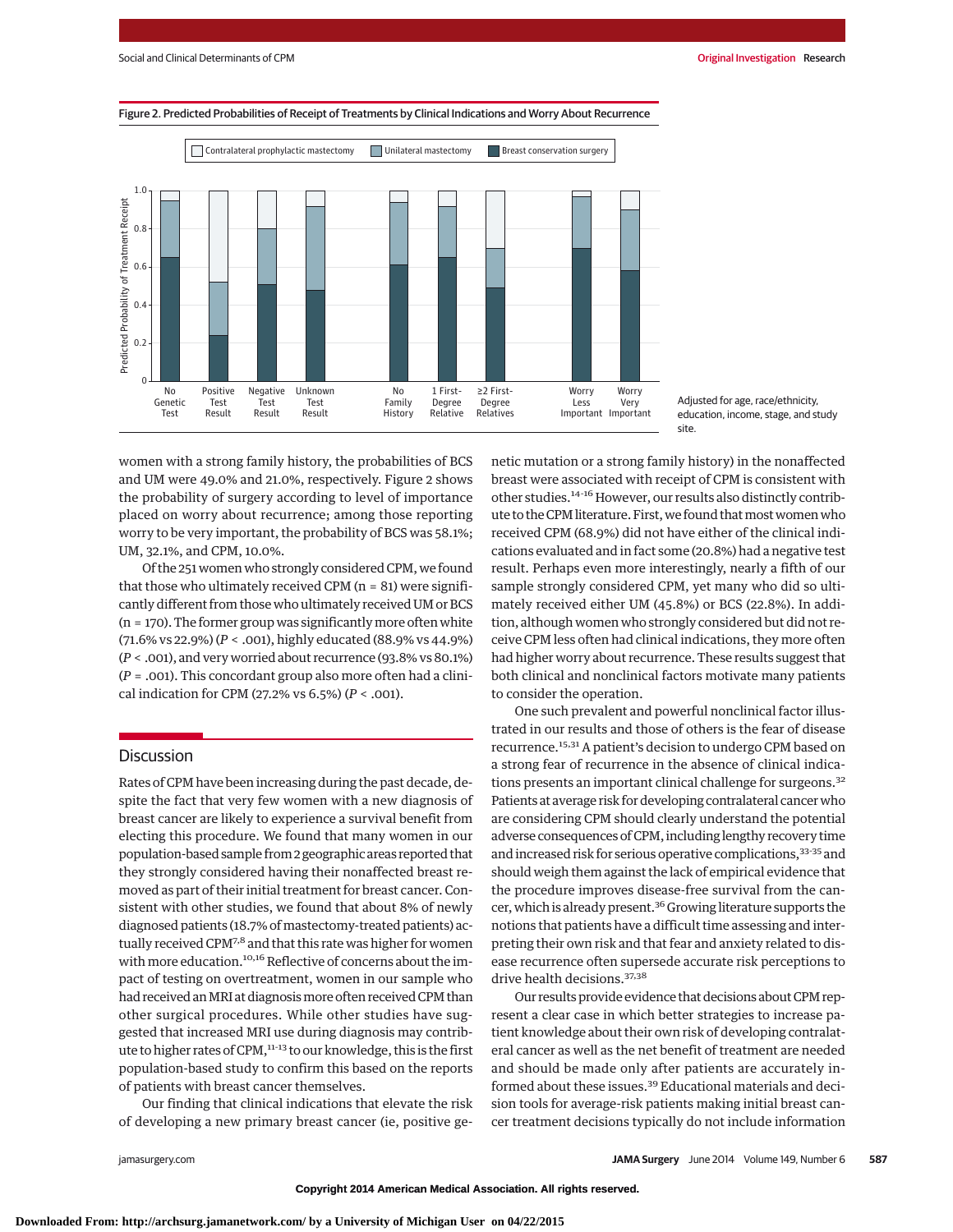Figure 2. Predicted Probabilities of Receipt of Treatments by Clinical Indications and Worry About Recurrence

Adjusted for age, race/ethnicity, education, income, stage, and study site.

women with a strong family history, the probabilities of BCS and UM were 49.0% and 21.0%, respectively. Figure 2 shows the probability of surgery according to level of importance placed on worry about recurrence; among those reporting worry to be very important, the probability of BCS was 58.1%; UM, 32.1%, and CPM, 10.0%.

Of the 251 women who strongly considered CPM, we found that those who ultimately received CPM (n = 81) were significantly different from those who ultimately received UM or BCS (n = 170). The former group was significantly more often white (71.6% vs 22.9%) ($P < .001$), highly educated (88.9% vs 44.9%) ($P < .001$), and very worried about recurrence (93.8% vs 80.1%) ($P = .001$). This concordant group also more often had a clinical indication for CPM (27.2% vs 6.5%) ($P < .001$).

## Discussion

Rates of CPM have been increasing during the past decade, despite the fact that very few women with a new diagnosis of breast cancer are likely to experience a survival benefit from electing this procedure. We found that many women in our population-based sample from 2 geographic areas reported that they strongly considered having their nonaffected breast removed as part of their initial treatment for breast cancer. Consistent with other studies, we found that about 8% of newly diagnosed patients (18.7% of mastectomy-treated patients) actually received CPM[7,8] and that this rate was higher for women with more education.[10,16] Reflective of concerns about the impact of testing on overtreatment, women in our sample who had received an MRI at diagnosis more often received CPM than other surgical procedures. While other studies have suggested that increased MRI use during diagnosis may contribute to higher rates of CPM,[11-13] to our knowledge, this is the first population-based study to confirm this based on the reports of patients with breast cancer themselves.

Our finding that clinical indications that elevate the risk of developing a new primary breast cancer (ie, positive genetic mutation or a strong family history) in the nonaffected breast were associated with receipt of CPM is consistent with other studies.[14-16] However, our results also distinctly contribute to the CPM literature. First, we found that most women who received CPM (68.9%) did not have either of the clinical indications evaluated and in fact some (20.8%) had a negative test result. Perhaps even more interestingly, nearly a fifth of our sample strongly considered CPM, yet many who did so ultimately received either UM (45.8%) or BCS (22.8%). In addition, although women who strongly considered but did not receive CPM less often had clinical indications, they more often had higher worry about recurrence. These results suggest that both clinical and nonclinical factors motivate many patients to consider the operation.

One such prevalent and powerful nonclinical factor illustrated in our results and those of others is the fear of disease recurrence.[15,31] A patient's decision to undergo CPM based on a strong fear of recurrence in the absence of clinical indications presents an important clinical challenge for surgeons.[32] Patients at average risk for developing contralateral cancer who are considering CPM should clearly understand the potential adverse consequences of CPM, including lengthy recovery time and increased risk for serious operative complications,[33-35] and should weigh them against the lack of empirical evidence that the procedure improves disease-free survival from the cancer, which is already present.[36] Growing literature supports the notions that patients have a difficult time assessing and interpreting their own risk and that fear and anxiety related to disease recurrence often supersede accurate risk perceptions to drive health decisions.[37,38]

Our results provide evidence that decisions about CPM represent a clear case in which better strategies to increase patient knowledge about their own risk of developing contralateral cancer as well as the net benefit of treatment are needed and should be made only after patients are accurately informed about these issues.[39] Educational materials and decision tools for average-risk patients making initial breast cancer treatment decisions typically do not include information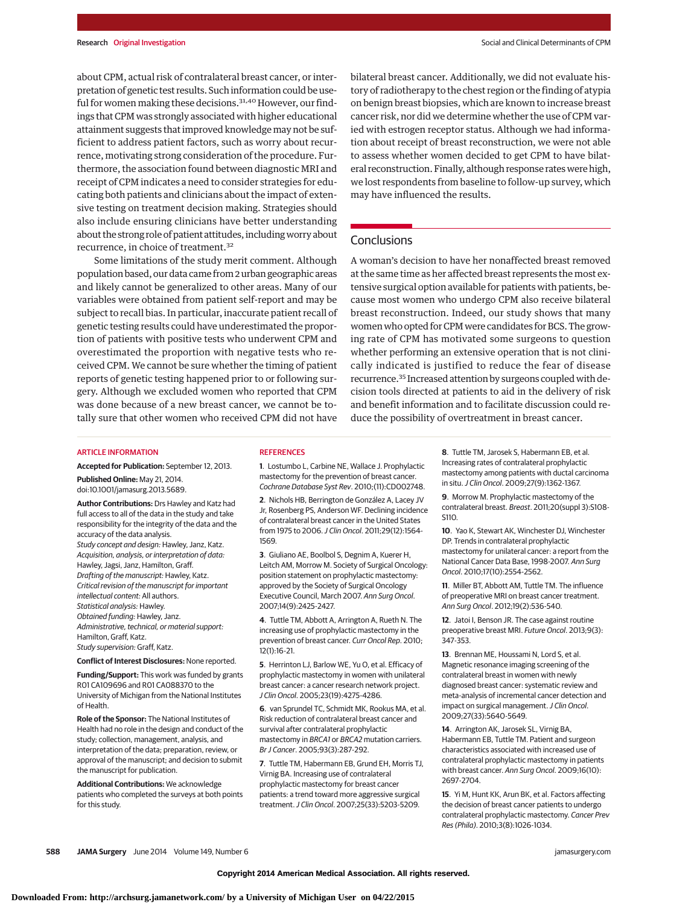about CPM, actual risk of contralateral breast cancer, or interpretation of genetic test results. Such information could be useful for women making these decisions.[31,40] However, our findings that CPM was strongly associated with higher educational attainment suggests that improved knowledge may not be sufficient to address patient factors, such as worry about recurrence, motivating strong consideration of the procedure. Furthermore, the association found between diagnostic MRI and receipt of CPM indicates a need to consider strategies for educating both patients and clinicians about the impact of extensive testing on treatment decision making. Strategies should also include ensuring clinicians have better understanding about the strong role of patient attitudes, including worry about recurrence, in choice of treatment.[32]

Some limitations of the study merit comment. Although population based, our data came from 2 urban geographic areas and likely cannot be generalized to other areas. Many of our variables were obtained from patient self-report and may be subject to recall bias. In particular, inaccurate patient recall of genetic testing results could have underestimated the proportion of patients with positive tests who underwent CPM and overestimated the proportion with negative tests who received CPM. We cannot be sure whether the timing of patient reports of genetic testing happened prior to or following surgery. Although we excluded women who reported that CPM was done because of a new breast cancer, we cannot be totally sure that other women who received CPM did not have bilateral breast cancer. Additionally, we did not evaluate history of radiotherapy to the chest region or the finding of atypia on benign breast biopsies, which are known to increase breast cancer risk, nor did we determine whether the use of CPM varied with estrogen receptor status. Although we had information about receipt of breast reconstruction, we were not able to assess whether women decided to get CPM to have bilateral reconstruction. Finally, although response rates were high, we lost respondents from baseline to follow-up survey, which may have influenced the results.

## Conclusions

A woman's decision to have her nonaffected breast removed at the same time as her affected breast represents the most extensive surgical option available for patients with patients, because most women who undergo CPM also receive bilateral breast reconstruction. Indeed, our study shows that many women who opted for CPM were candidates for BCS. The growing rate of CPM has motivated some surgeons to question whether performing an extensive operation that is not clinically indicated is justified to reduce the fear of disease recurrence.[35] Increased attention by surgeons coupled with decision tools directed at patients to aid in the delivery of risk and benefit information and to facilitate discussion could reduce the possibility of overtreatment in breast cancer.

### ARTICLE INFORMATION

**Accepted for Publication:** September 12, 2013.

**Published Online:** May 21, 2014. doi:10.1001/jamasurg.2013.5689.

**Author Contributions:** Drs Hawley and Katz had full access to all of the data in the study and take responsibility for the integrity of the data and the accuracy of the data analysis.
*Study concept and design:* Hawley, Janz, Katz.
*Acquisition, analysis, or interpretation of data:* Hawley, Jagsi, Janz, Hamilton, Graff.
*Drafting of the manuscript:* Hawley, Katz.
*Critical revision of the manuscript for important intellectual content:* All authors.
*Statistical analysis:* Hawley.
*Obtained funding:* Hawley, Janz.
*Administrative, technical, or material support:* Hamilton, Graff, Katz.
*Study supervision:* Graff, Katz.

**Conflict of Interest Disclosures:** None reported.

**Funding/Support:** This work was funded by grants R01 CA109696 and R01 CA088370 to the University of Michigan from the National Institutes of Health.

**Role of the Sponsor:** The National Institutes of Health had no role in the design and conduct of the study; collection, management, analysis, and interpretation of the data; preparation, review, or approval of the manuscript; and decision to submit the manuscript for publication.

**Additional Contributions:** We acknowledge patients who completed the surveys at both points for this study.

### REFERENCES

1. Lostumbo L, Carbine NE, Wallace J. Prophylactic mastectomy for the prevention of breast cancer. *Cochrane Database Syst Rev*. 2010;(11):CD002748.

2. Nichols HB, Berrington de González A, Lacey JV Jr, Rosenberg PS, Anderson WF. Declining incidence of contralateral breast cancer in the United States from 1975 to 2006. *J Clin Oncol*. 2011;29(12):1564-1569.

3. Giuliano AE, Boolbol S, Degnim A, Kuerer H, Leitch AM, Morrow M. Society of Surgical Oncology: position statement on prophylactic mastectomy: approved by the Society of Surgical Oncology Executive Council, March 2007. *Ann Surg Oncol*. 2007;14(9):2425-2427.

4. Tuttle TM, Abbott A, Arrington A, Rueth N. The increasing use of prophylactic mastectomy in the prevention of breast cancer. *Curr Oncol Rep*. 2010;12(1):16-21.

5. Herrinton LJ, Barlow WE, Yu O, et al. Efficacy of prophylactic mastectomy in women with unilateral breast cancer: a cancer research network project. *J Clin Oncol*. 2005;23(19):4275-4286.

6. van Sprundel TC, Schmidt MK, Rookus MA, et al. Risk reduction of contralateral breast cancer and survival after contralateral prophylactic mastectomy in *BRCA1* or *BRCA2* mutation carriers. *Br J Cancer*. 2005;93(3):287-292.

7. Tuttle TM, Habermann EB, Grund EH, Morris TJ, Virnig BA. Increasing use of contralateral prophylactic mastectomy for breast cancer patients: a trend toward more aggressive surgical treatment. *J Clin Oncol*. 2007;25(33):5203-5209.

8. Tuttle TM, Jarosek S, Habermann EB, et al. Increasing rates of contralateral prophylactic mastectomy among patients with ductal carcinoma in situ. *J Clin Oncol*. 2009;27(9):1362-1367.

9. Morrow M. Prophylactic mastectomy of the contralateral breast. *Breast*. 2011;20(suppl 3):S108-S110.

10. Yao K, Stewart AK, Winchester DJ, Winchester DP. Trends in contralateral prophylactic mastectomy for unilateral cancer: a report from the National Cancer Data Base, 1998-2007. *Ann Surg Oncol*. 2010;17(10):2554-2562.

11. Miller BT, Abbott AM, Tuttle TM. The influence of preoperative MRI on breast cancer treatment. *Ann Surg Oncol*. 2012;19(2):536-540.

12. Jatoi I, Benson JR. The case against routine preoperative breast MRI. *Future Oncol*. 2013;9(3):347-353.

13. Brennan ME, Houssami N, Lord S, et al. Magnetic resonance imaging screening of the contralateral breast in women with newly diagnosed breast cancer: systematic review and meta-analysis of incremental cancer detection and impact on surgical management. *J Clin Oncol*. 2009;27(33):5640-5649.

14. Arrington AK, Jarosek SL, Virnig BA, Habermann EB, Tuttle TM. Patient and surgeon characteristics associated with increased use of contralateral prophylactic mastectomy in patients with breast cancer. *Ann Surg Oncol*. 2009;16(10):2697-2704.

15. Yi M, Hunt KK, Arun BK, et al. Factors affecting the decision of breast cancer patients to undergo contralateral prophylactic mastectomy. *Cancer Prev Res (Phila)*. 2010;3(8):1026-1034.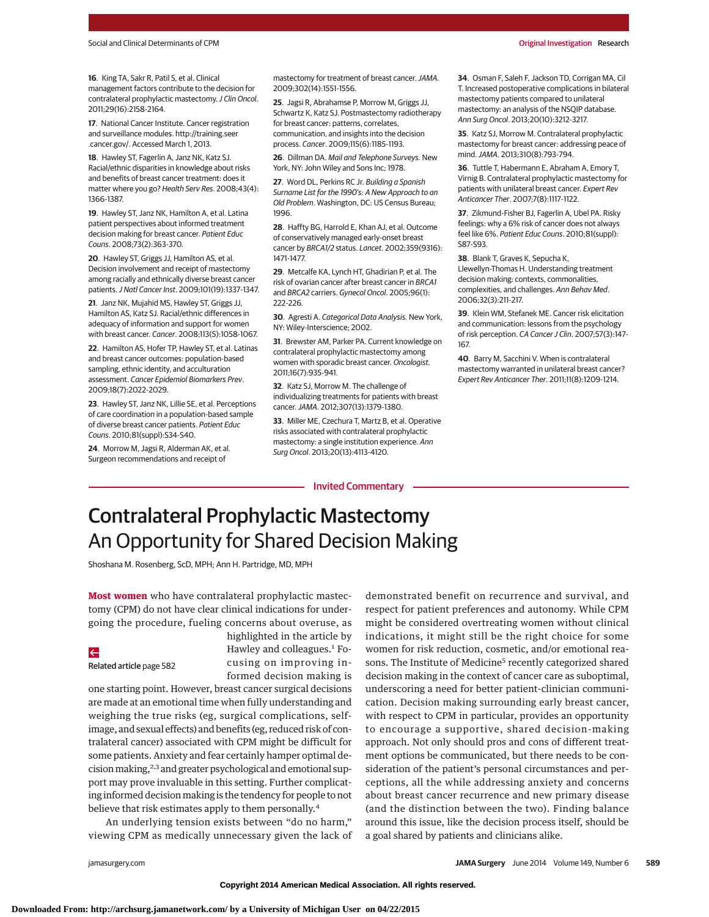16. King TA, Sakr R, Patil S, et al. Clinical management factors contribute to the decision for contralateral prophylactic mastectomy. *J Clin Oncol*. 2011;29(16):2158-2164.

17. National Cancer Institute. Cancer registration and surveillance modules. http://training.seer.cancer.gov/. Accessed March 1, 2013.

18. Hawley ST, Fagerlin A, Janz NK, Katz SJ. Racial/ethnic disparities in knowledge about risks and benefits of breast cancer treatment: does it matter where you go? *Health Serv Res*. 2008;43(4):1366-1387.

19. Hawley ST, Janz NK, Hamilton A, et al. Latina patient perspectives about informed treatment decision making for breast cancer. *Patient Educ Couns*. 2008;73(2):363-370.

20. Hawley ST, Griggs JJ, Hamilton AS, et al. Decision involvement and receipt of mastectomy among racially and ethnically diverse breast cancer patients. *J Natl Cancer Inst*. 2009;101(19):1337-1347.

21. Janz NK, Mujahid MS, Hawley ST, Griggs JJ, Hamilton AS, Katz SJ. Racial/ethnic differences in adequacy of information and support for women with breast cancer. *Cancer*. 2008;113(5):1058-1067.

22. Hamilton AS, Hofer TP, Hawley ST, et al. Latinas and breast cancer outcomes: population-based sampling, ethnic identity, and acculturation assessment. *Cancer Epidemiol Biomarkers Prev*. 2009;18(7):2022-2029.

23. Hawley ST, Janz NK, Lillie SE, et al. Perceptions of care coordination in a population-based sample of diverse breast cancer patients. *Patient Educ Couns*. 2010;81(suppl):S34-S40.

24. Morrow M, Jagsi R, Alderman AK, et al. Surgeon recommendations and receipt of mastectomy for treatment of breast cancer. *JAMA*. 2009;302(14):1551-1556.

25. Jagsi R, Abrahamse P, Morrow M, Griggs JJ, Schwartz K, Katz SJ. Postmastectomy radiotherapy for breast cancer: patterns, correlates, communication, and insights into the decision process. *Cancer*. 2009;115(6):1185-1193.

26. Dillman DA. *Mail and Telephone Surveys*. New York, NY: John Wiley and Sons Inc; 1978.

27. Word DL, Perkins RC Jr. *Building a Spanish Surname List for the 1990's: A New Approach to an Old Problem*. Washington, DC: US Census Bureau; 1996.

28. Haffty BG, Harrold E, Khan AJ, et al. Outcome of conservatively managed early-onset breast cancer by *BRCA1/2* status. *Lancet*. 2002;359(9316):1471-1477.

29. Metcalfe KA, Lynch HT, Ghadirian P, et al. The risk of ovarian cancer after breast cancer in *BRCA1* and *BRCA2* carriers. *Gynecol Oncol*. 2005;96(1):222-226.

30. Agresti A. *Categorical Data Analysis*. New York, NY: Wiley-Interscience; 2002.

31. Brewster AM, Parker PA. Current knowledge on contralateral prophylactic mastectomy among women with sporadic breast cancer. *Oncologist*. 2011;16(7):935-941.

32. Katz SJ, Morrow M. The challenge of individualizing treatments for patients with breast cancer. *JAMA*. 2012;307(13):1379-1380.

33. Miller ME, Czechura T, Martz B, et al. Operative risks associated with contralateral prophylactic mastectomy: a single institution experience. *Ann Surg Oncol*. 2013;20(13):4113-4120.

34. Osman F, Saleh F, Jackson TD, Corrigan MA, Cil T. Increased postoperative complications in bilateral mastectomy patients compared to unilateral mastectomy: an analysis of the NSQIP database. *Ann Surg Oncol*. 2013;20(10):3212-3217.

35. Katz SJ, Morrow M. Contralateral prophylactic mastectomy for breast cancer: addressing peace of mind. *JAMA*. 2013;310(8):793-794.

36. Tuttle T, Habermann E, Abraham A, Emory T, Virnig B. Contralateral prophylactic mastectomy for patients with unilateral breast cancer. *Expert Rev Anticancer Ther*. 2007;7(8):1117-1122.

37. Zikmund-Fisher BJ, Fagerlin A, Ubel PA. Risky feelings: why a 6% risk of cancer does not always feel like 6%. *Patient Educ Couns*. 2010;81(suppl):S87-S93.

38. Blank T, Graves K, Sepucha K, Llewellyn-Thomas H. Understanding treatment decision making: contexts, commonalities, complexities, and challenges. *Ann Behav Med*. 2006;32(3):211-217.

39. Klein WM, Stefanek ME. Cancer risk elicitation and communication: lessons from the psychology of risk perception. *CA Cancer J Clin*. 2007;57(3):147-167.

40. Barry M, Sacchini V. When is contralateral mastectomy warranted in unilateral breast cancer? *Expert Rev Anticancer Ther*. 2011;11(8):1209-1214.

Invited Commentary

# Contralateral Prophylactic Mastectomy
## An Opportunity for Shared Decision Making

Shoshana M. Rosenberg, ScD, MPH; Ann H. Partridge, MD, MPH

Related article page 582

**Most women** who have contralateral prophylactic mastectomy (CPM) do not have clear clinical indications for undergoing the procedure, fueling concerns about overuse, as highlighted in the article by Hawley and colleagues.[1] Focusing on improving informed decision making is one starting point. However, breast cancer surgical decisions are made at an emotional time when fully understanding and weighing the true risks (eg, surgical complications, self-image, and sexual effects) and benefits (eg, reduced risk of contralateral cancer) associated with CPM might be difficult for some patients. Anxiety and fear certainly hamper optimal decision making,[2,3] and greater psychological and emotional support may prove invaluable in this setting. Further complicating informed decision making is the tendency for people to not believe that risk estimates apply to them personally.[4]

An underlying tension exists between "do no harm," viewing CPM as medically unnecessary given the lack of demonstrated benefit on recurrence and survival, and respect for patient preferences and autonomy. While CPM might be considered overtreating women without clinical indications, it might still be the right choice for some women for risk reduction, cosmetic, and/or emotional reasons. The Institute of Medicine[5] recently categorized shared decision making in the context of cancer care as suboptimal, underscoring a need for better patient-clinician communication. Decision making surrounding early breast cancer, with respect to CPM in particular, provides an opportunity to encourage a supportive, shared decision-making approach. Not only should pros and cons of different treatment options be communicated, but there needs to be consideration of the patient's personal circumstances and perceptions, all the while addressing anxiety and concerns about breast cancer recurrence and new primary disease (and the distinction between the two). Finding balance around this issue, like the decision process itself, should be a goal shared by patients and clinicians alike.